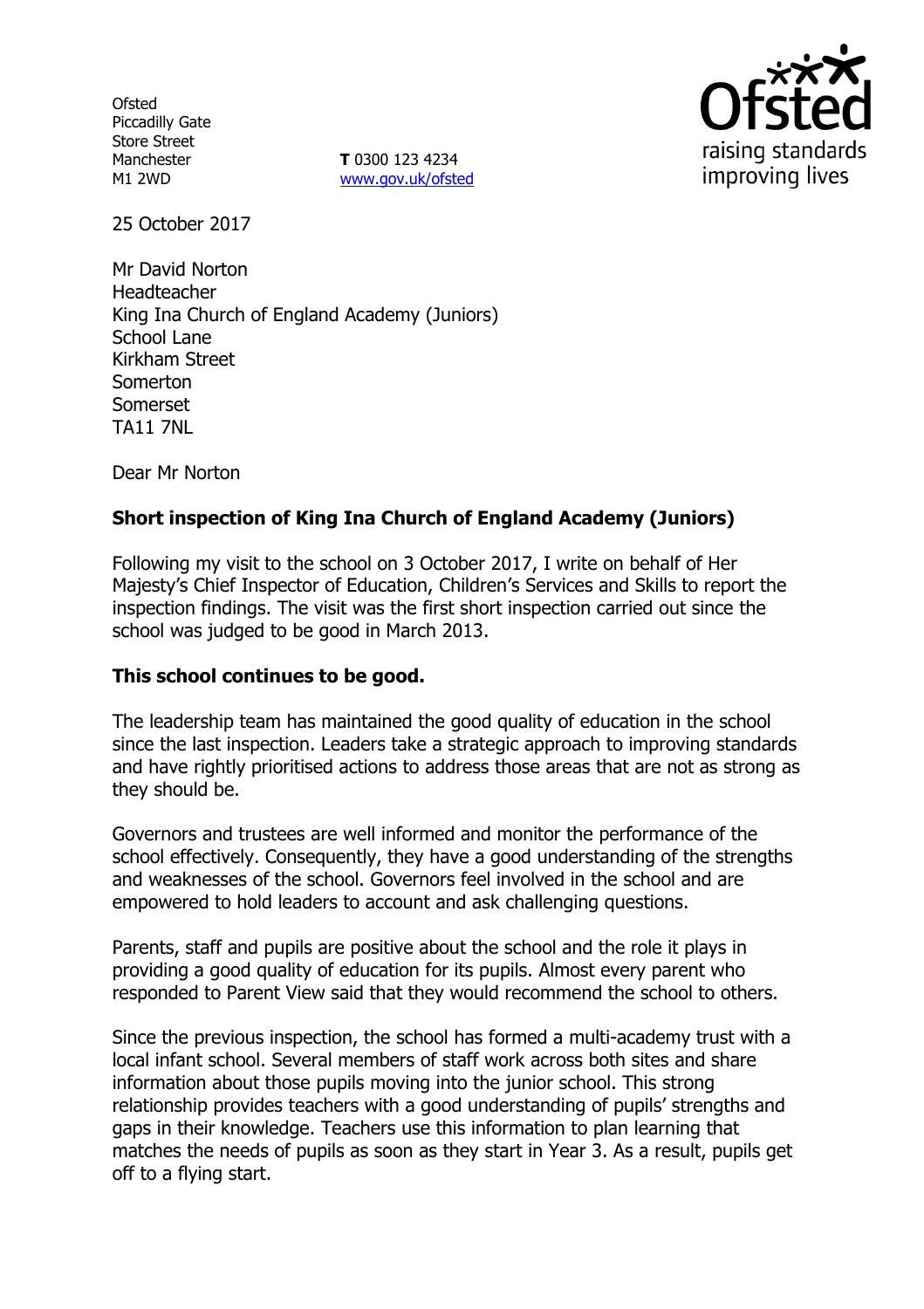Ofsted
Piccadilly Gate
Store Street
Manchester
M1 2WD

**T** 0300 123 4234
www.gov.uk/ofsted

25 October 2017

Mr David Norton
Headteacher
King Ina Church of England Academy (Juniors)
School Lane
Kirkham Street
Somerton
Somerset
TA11 7NL

Dear Mr Norton

## Short inspection of King Ina Church of England Academy (Juniors)

Following my visit to the school on 3 October 2017, I write on behalf of Her Majesty's Chief Inspector of Education, Children's Services and Skills to report the inspection findings. The visit was the first short inspection carried out since the school was judged to be good in March 2013.

### This school continues to be good.

The leadership team has maintained the good quality of education in the school since the last inspection. Leaders take a strategic approach to improving standards and have rightly prioritised actions to address those areas that are not as strong as they should be.

Governors and trustees are well informed and monitor the performance of the school effectively. Consequently, they have a good understanding of the strengths and weaknesses of the school. Governors feel involved in the school and are empowered to hold leaders to account and ask challenging questions.

Parents, staff and pupils are positive about the school and the role it plays in providing a good quality of education for its pupils. Almost every parent who responded to Parent View said that they would recommend the school to others.

Since the previous inspection, the school has formed a multi-academy trust with a local infant school. Several members of staff work across both sites and share information about those pupils moving into the junior school. This strong relationship provides teachers with a good understanding of pupils' strengths and gaps in their knowledge. Teachers use this information to plan learning that matches the needs of pupils as soon as they start in Year 3. As a result, pupils get off to a flying start.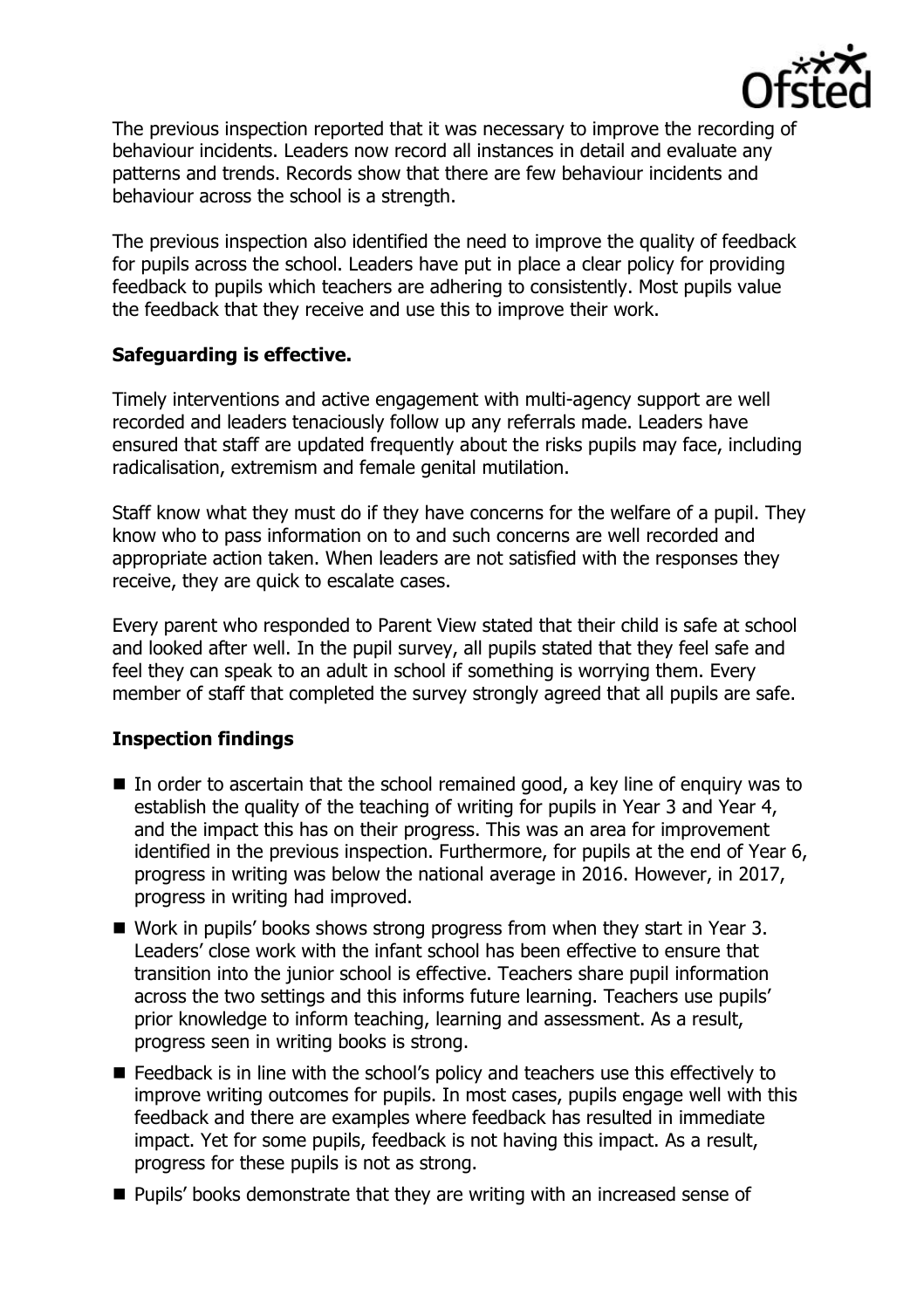The previous inspection reported that it was necessary to improve the recording of behaviour incidents. Leaders now record all instances in detail and evaluate any patterns and trends. Records show that there are few behaviour incidents and behaviour across the school is a strength.

The previous inspection also identified the need to improve the quality of feedback for pupils across the school. Leaders have put in place a clear policy for providing feedback to pupils which teachers are adhering to consistently. Most pupils value the feedback that they receive and use this to improve their work.

### Safeguarding is effective.

Timely interventions and active engagement with multi-agency support are well recorded and leaders tenaciously follow up any referrals made. Leaders have ensured that staff are updated frequently about the risks pupils may face, including radicalisation, extremism and female genital mutilation.

Staff know what they must do if they have concerns for the welfare of a pupil. They know who to pass information on to and such concerns are well recorded and appropriate action taken. When leaders are not satisfied with the responses they receive, they are quick to escalate cases.

Every parent who responded to Parent View stated that their child is safe at school and looked after well. In the pupil survey, all pupils stated that they feel safe and feel they can speak to an adult in school if something is worrying them. Every member of staff that completed the survey strongly agreed that all pupils are safe.

### Inspection findings

- In order to ascertain that the school remained good, a key line of enquiry was to establish the quality of the teaching of writing for pupils in Year 3 and Year 4, and the impact this has on their progress. This was an area for improvement identified in the previous inspection. Furthermore, for pupils at the end of Year 6, progress in writing was below the national average in 2016. However, in 2017, progress in writing had improved.
- Work in pupils' books shows strong progress from when they start in Year 3. Leaders' close work with the infant school has been effective to ensure that transition into the junior school is effective. Teachers share pupil information across the two settings and this informs future learning. Teachers use pupils' prior knowledge to inform teaching, learning and assessment. As a result, progress seen in writing books is strong.
- Feedback is in line with the school's policy and teachers use this effectively to improve writing outcomes for pupils. In most cases, pupils engage well with this feedback and there are examples where feedback has resulted in immediate impact. Yet for some pupils, feedback is not having this impact. As a result, progress for these pupils is not as strong.
- Pupils' books demonstrate that they are writing with an increased sense of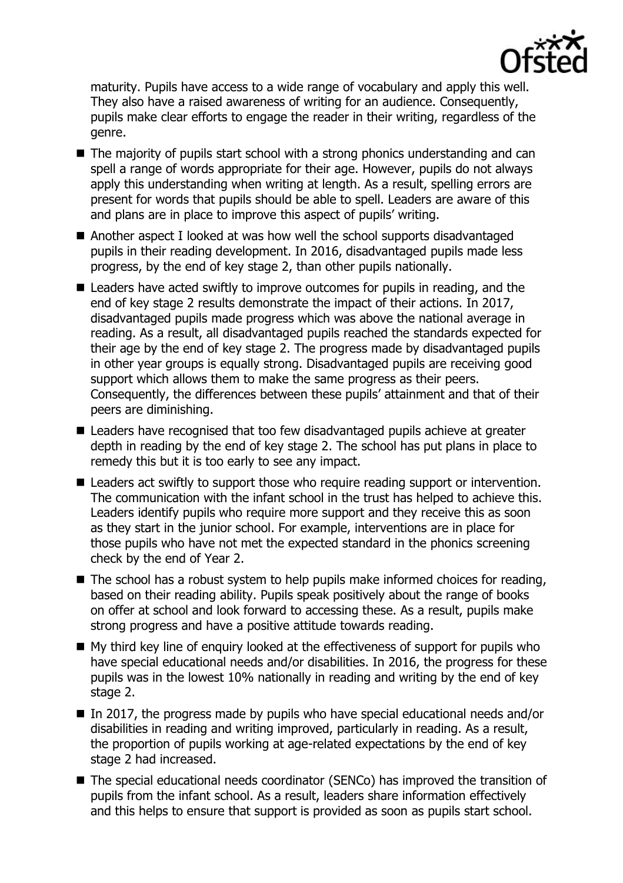maturity. Pupils have access to a wide range of vocabulary and apply this well. They also have a raised awareness of writing for an audience. Consequently, pupils make clear efforts to engage the reader in their writing, regardless of the genre.

- The majority of pupils start school with a strong phonics understanding and can spell a range of words appropriate for their age. However, pupils do not always apply this understanding when writing at length. As a result, spelling errors are present for words that pupils should be able to spell. Leaders are aware of this and plans are in place to improve this aspect of pupils' writing.
- Another aspect I looked at was how well the school supports disadvantaged pupils in their reading development. In 2016, disadvantaged pupils made less progress, by the end of key stage 2, than other pupils nationally.
- Leaders have acted swiftly to improve outcomes for pupils in reading, and the end of key stage 2 results demonstrate the impact of their actions. In 2017, disadvantaged pupils made progress which was above the national average in reading. As a result, all disadvantaged pupils reached the standards expected for their age by the end of key stage 2. The progress made by disadvantaged pupils in other year groups is equally strong. Disadvantaged pupils are receiving good support which allows them to make the same progress as their peers. Consequently, the differences between these pupils' attainment and that of their peers are diminishing.
- Leaders have recognised that too few disadvantaged pupils achieve at greater depth in reading by the end of key stage 2. The school has put plans in place to remedy this but it is too early to see any impact.
- Leaders act swiftly to support those who require reading support or intervention. The communication with the infant school in the trust has helped to achieve this. Leaders identify pupils who require more support and they receive this as soon as they start in the junior school. For example, interventions are in place for those pupils who have not met the expected standard in the phonics screening check by the end of Year 2.
- The school has a robust system to help pupils make informed choices for reading, based on their reading ability. Pupils speak positively about the range of books on offer at school and look forward to accessing these. As a result, pupils make strong progress and have a positive attitude towards reading.
- My third key line of enquiry looked at the effectiveness of support for pupils who have special educational needs and/or disabilities. In 2016, the progress for these pupils was in the lowest 10% nationally in reading and writing by the end of key stage 2.
- In 2017, the progress made by pupils who have special educational needs and/or disabilities in reading and writing improved, particularly in reading. As a result, the proportion of pupils working at age-related expectations by the end of key stage 2 had increased.
- The special educational needs coordinator (SENCo) has improved the transition of pupils from the infant school. As a result, leaders share information effectively and this helps to ensure that support is provided as soon as pupils start school.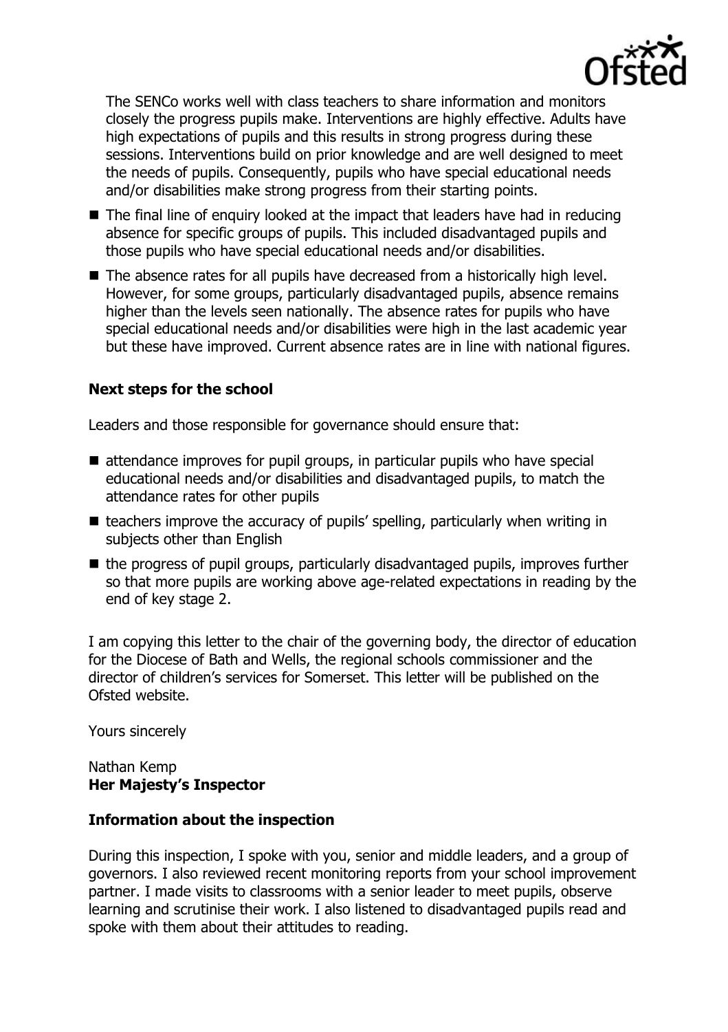The SENCo works well with class teachers to share information and monitors closely the progress pupils make. Interventions are highly effective. Adults have high expectations of pupils and this results in strong progress during these sessions. Interventions build on prior knowledge and are well designed to meet the needs of pupils. Consequently, pupils who have special educational needs and/or disabilities make strong progress from their starting points.

- The final line of enquiry looked at the impact that leaders have had in reducing absence for specific groups of pupils. This included disadvantaged pupils and those pupils who have special educational needs and/or disabilities.
- The absence rates for all pupils have decreased from a historically high level. However, for some groups, particularly disadvantaged pupils, absence remains higher than the levels seen nationally. The absence rates for pupils who have special educational needs and/or disabilities were high in the last academic year but these have improved. Current absence rates are in line with national figures.

### Next steps for the school

Leaders and those responsible for governance should ensure that:

- attendance improves for pupil groups, in particular pupils who have special educational needs and/or disabilities and disadvantaged pupils, to match the attendance rates for other pupils
- teachers improve the accuracy of pupils' spelling, particularly when writing in subjects other than English
- the progress of pupil groups, particularly disadvantaged pupils, improves further so that more pupils are working above age-related expectations in reading by the end of key stage 2.

I am copying this letter to the chair of the governing body, the director of education for the Diocese of Bath and Wells, the regional schools commissioner and the director of children's services for Somerset. This letter will be published on the Ofsted website.

Yours sincerely

Nathan Kemp
**Her Majesty's Inspector**

### Information about the inspection

During this inspection, I spoke with you, senior and middle leaders, and a group of governors. I also reviewed recent monitoring reports from your school improvement partner. I made visits to classrooms with a senior leader to meet pupils, observe learning and scrutinise their work. I also listened to disadvantaged pupils read and spoke with them about their attitudes to reading.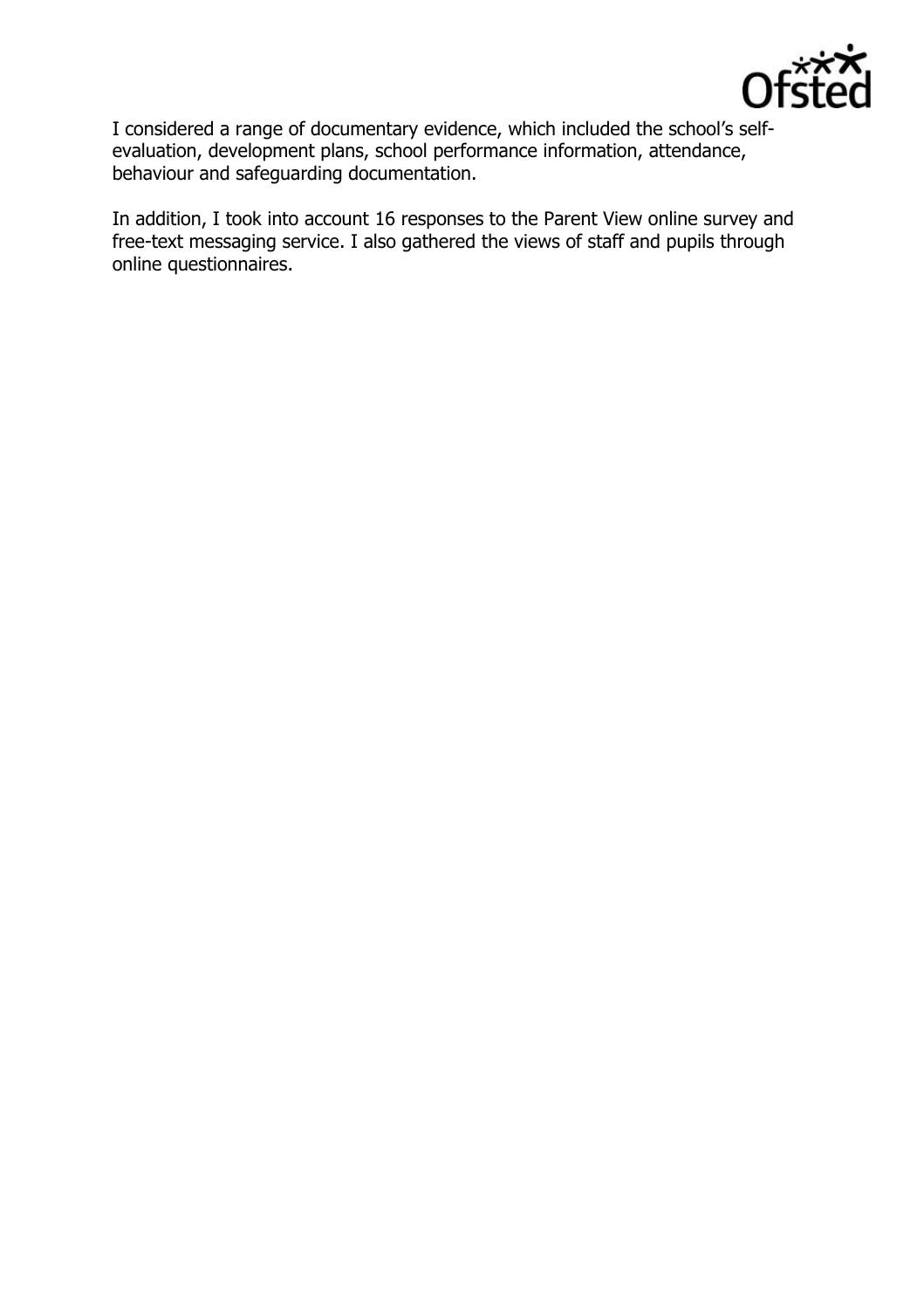I considered a range of documentary evidence, which included the school's self-evaluation, development plans, school performance information, attendance, behaviour and safeguarding documentation.

In addition, I took into account 16 responses to the Parent View online survey and free-text messaging service. I also gathered the views of staff and pupils through online questionnaires.